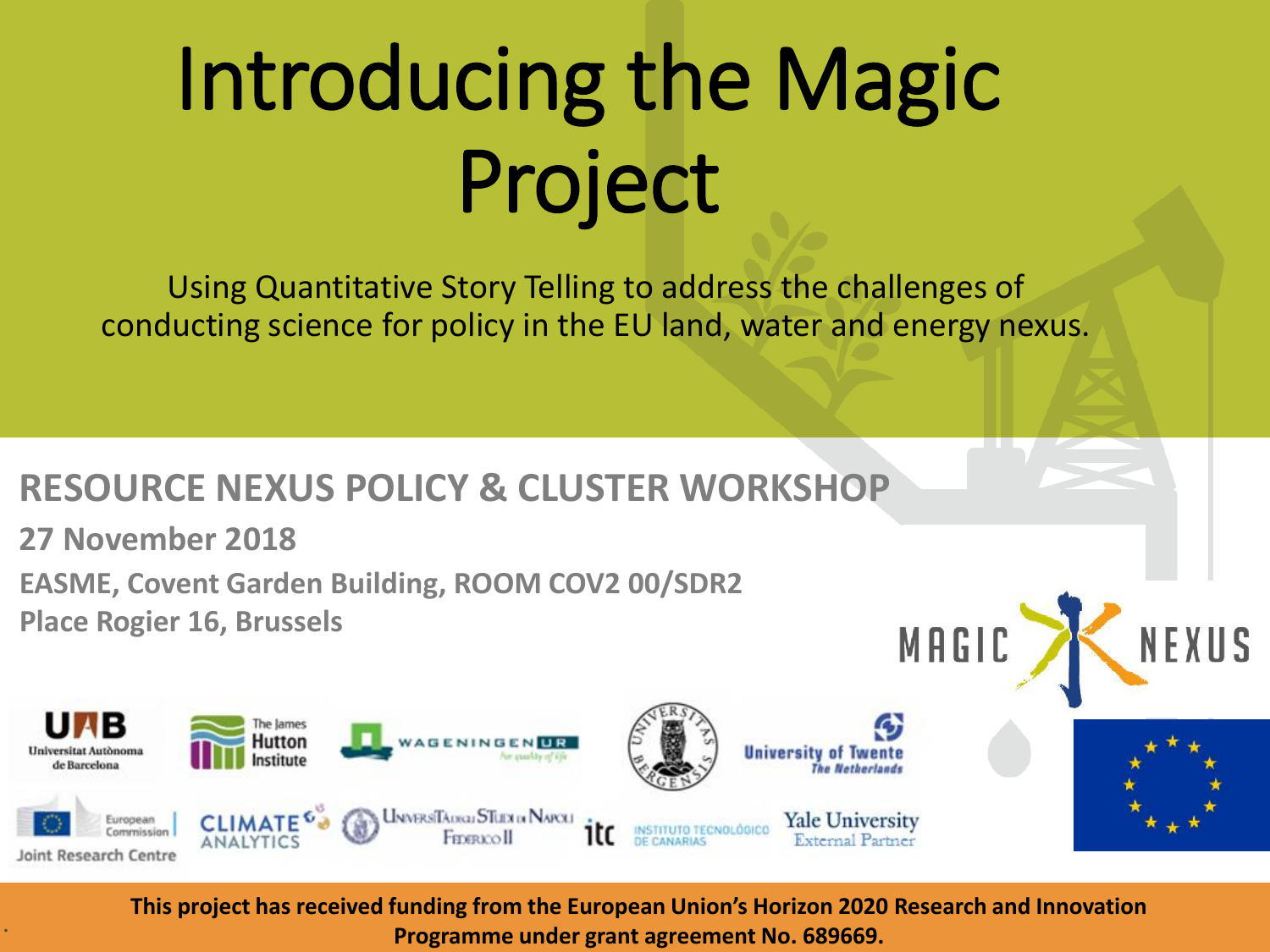# Introducing the Magic Project

Using Quantitative Story Telling to address the challenges of conducting science for policy in the EU land, water and energy nexus.

## RESOURCE NEXUS POLICY & CLUSTER WORKSHOP

**27 November 2018**

**EASME, Covent Garden Building, ROOM COV2 00/SDR2**

**Place Rogier 16, Brussels**

MAGIC NEXUS

UAB Universitat Autònoma de Barcelona

The James Hutton Institute

WAGENINGEN UR For quality of life

Universitas Bergensis

University of Twente The Netherlands

European Commission Joint Research Centre

CLIMATE ANALYTICS

Università degli Studi di Napoli Federico II

itc Instituto Tecnológico de Canarias

Yale University External Partner

**This project has received funding from the European Union's Horizon 2020 Research and Innovation Programme under grant agreement No. 689669.**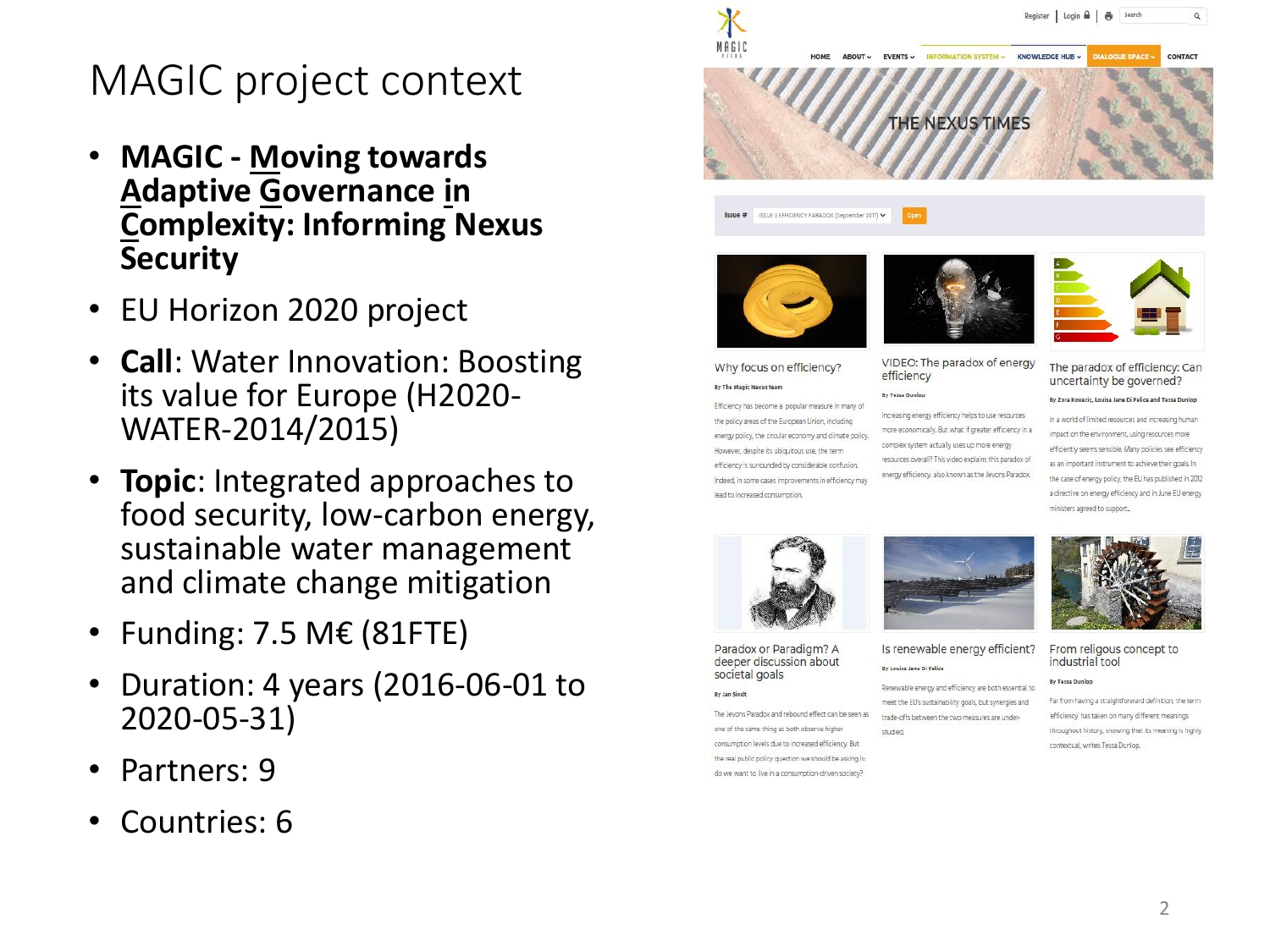# MAGIC project context

- **MAGIC - Moving towards Adaptive Governance in Complexity: Informing Nexus Security**
- EU Horizon 2020 project
- **Call**: Water Innovation: Boosting its value for Europe (H2020-WATER-2014/2015)
- **Topic**: Integrated approaches to food security, low-carbon energy, sustainable water management and climate change mitigation
- Funding: 7.5 M€ (81FTE)
- Duration: 4 years (2016-06-01 to 2020-05-31)
- Partners: 9
- Countries: 6

Register | Login | Search

HOME ABOUT EVENTS INFORMATION SYSTEM KNOWLEDGE HUB DIALOGUE SPACE CONTACT

THE NEXUS TIMES

Issue # ISSUE II EFFICIENCY PARADOX (September 2017) Open

**Why focus on efficiency?**

By The Magic Nexus team

Efficiency has become a popular measure in many of the policy areas of the European Union, including energy policy, the circular economy and climate policy. However, despite its ubiquitous use, the term efficiency is surrounded by considerable confusion. Indeed, in some cases improvements in efficiency may lead to increased consumption.

**VIDEO: The paradox of energy efficiency**

By Tessa Dunlop

Increasing energy efficiency helps to use resources more economically. But what if greater efficiency in a complex system actually uses up more energy resources overall? This video explains this paradox of energy efficiency, also known as the Jevons Paradox.

**The paradox of efficiency: Can uncertainty be governed?**

By Zora Kovacic, Louisa Jane Di Felice and Tessa Dunlop

In a world of limited resources and increasing human impact on the environment, using resources more efficiently seems sensible. Many policies see efficiency as an important instrument to achieve their goals. In the case of energy policy, the EU has published in 2012 a directive on energy efficiency and in June EU energy ministers agreed to support...

**Paradox or Paradigm? A deeper discussion about societal goals**

By Jan Sindt

The Jevons Paradox and rebound effect can be seen as one of the same thing as both observe higher consumption levels due to increased efficiency. But the real public policy question we should be asking is: do we want to live in a consumption-driven society?

**Is renewable energy efficient?**

By Louisa Jane Di Felice

Renewable energy and efficiency are both essential to meet the EU's sustainability goals, but synergies and trade-offs between the two measures are under-studied.

**From religous concept to industrial tool**

By Tessa Dunlop

Far from having a straightforward definition, the term 'efficiency' has taken on many different meanings throughout history, showing that its meaning is highly contextual, writes Tessa Dunlop.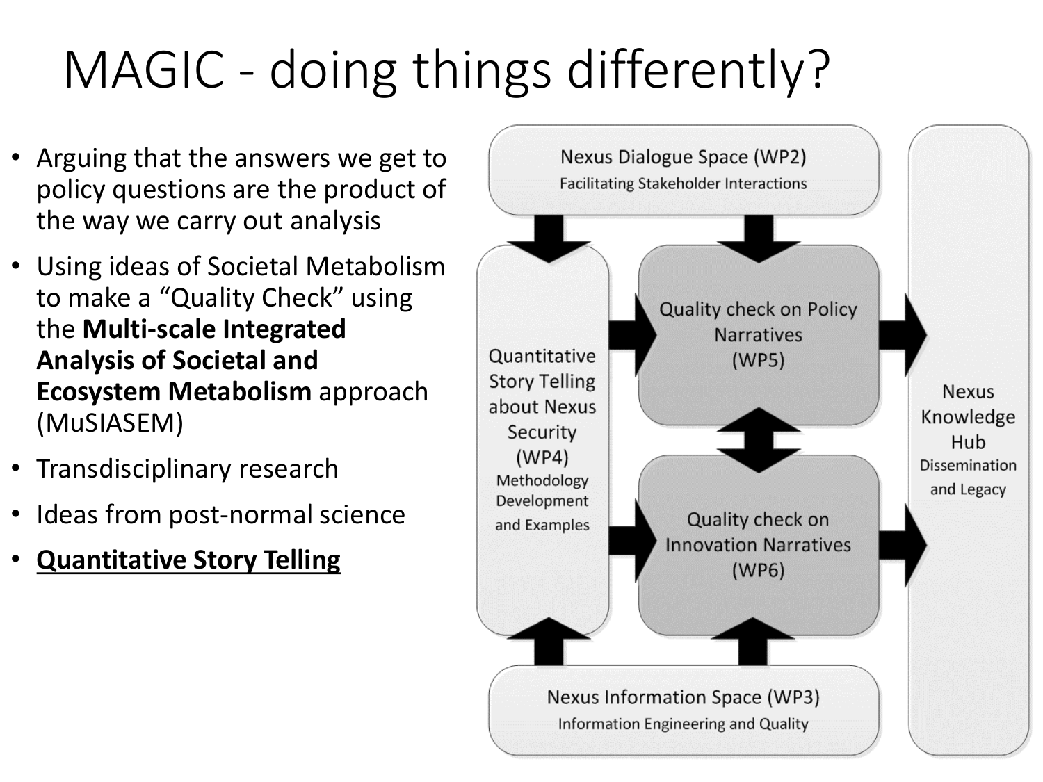# MAGIC - doing things differently?

- Arguing that the answers we get to policy questions are the product of the way we carry out analysis
- Using ideas of Societal Metabolism to make a "Quality Check" using the **Multi-scale Integrated Analysis of Societal and Ecosystem Metabolism** approach (MuSIASEM)
- Transdisciplinary research
- Ideas from post-normal science
- **<u>Quantitative Story Telling</u>**

Nexus Dialogue Space (WP2)
Facilitating Stakeholder Interactions

Quantitative Story Telling about Nexus Security (WP4)
Methodology Development and Examples

Quality check on Policy Narratives (WP5)

Quality check on Innovation Narratives (WP6)

Nexus Knowledge Hub
Dissemination and Legacy

Nexus Information Space (WP3)
Information Engineering and Quality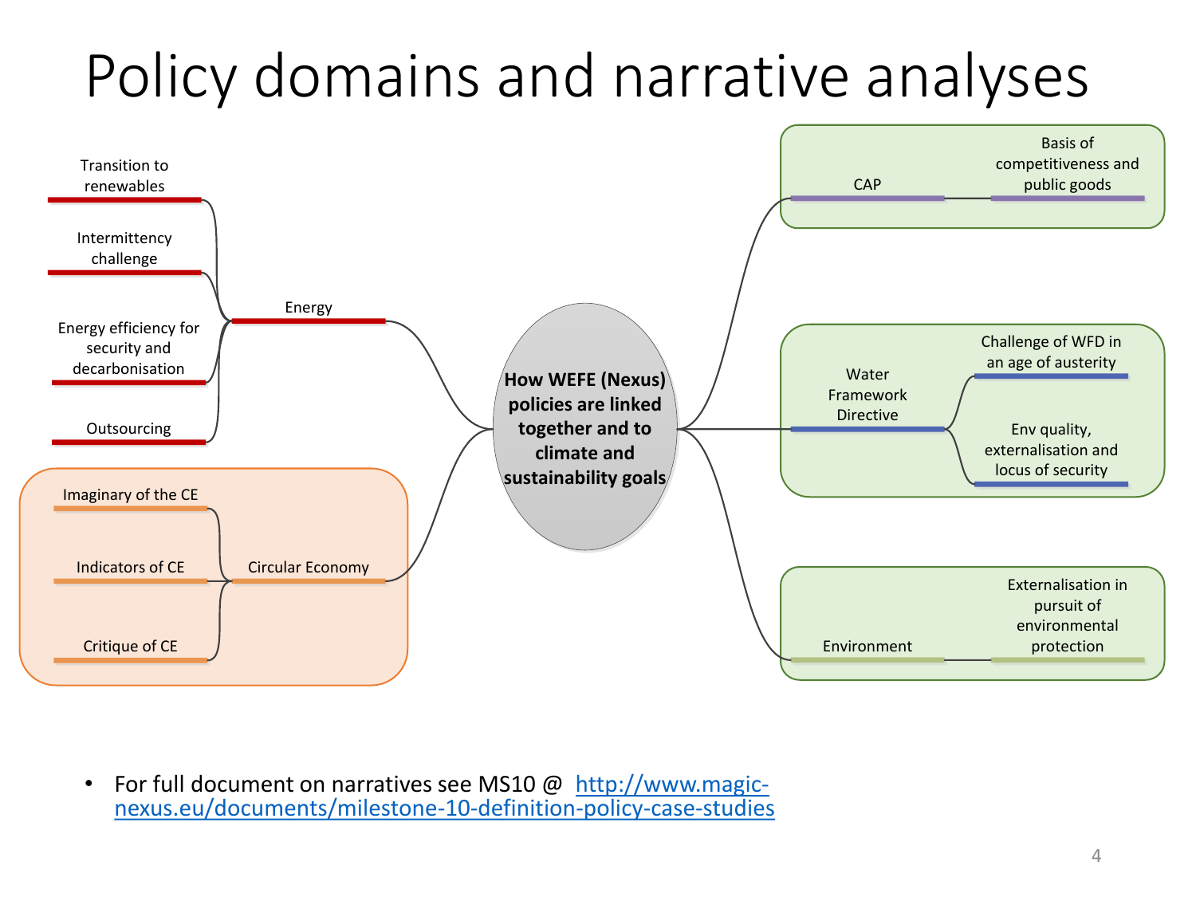# Policy domains and narrative analyses

**How WEFE (Nexus) policies are linked together and to climate and sustainability goals**

- Energy
  - Transition to renewables
  - Intermittency challenge
  - Energy efficiency for security and decarbonisation
  - Outsourcing
- Circular Economy
  - Imaginary of the CE
  - Indicators of CE
  - Critique of CE
- CAP
  - Basis of competitiveness and public goods
- Water Framework Directive
  - Challenge of WFD in an age of austerity
  - Env quality, externalisation and locus of security
- Environment
  - Externalisation in pursuit of environmental protection

- For full document on narratives see MS10 @ [http://www.magic-nexus.eu/documents/milestone-10-definition-policy-case-studies](http://www.magic-nexus.eu/documents/milestone-10-definition-policy-case-studies)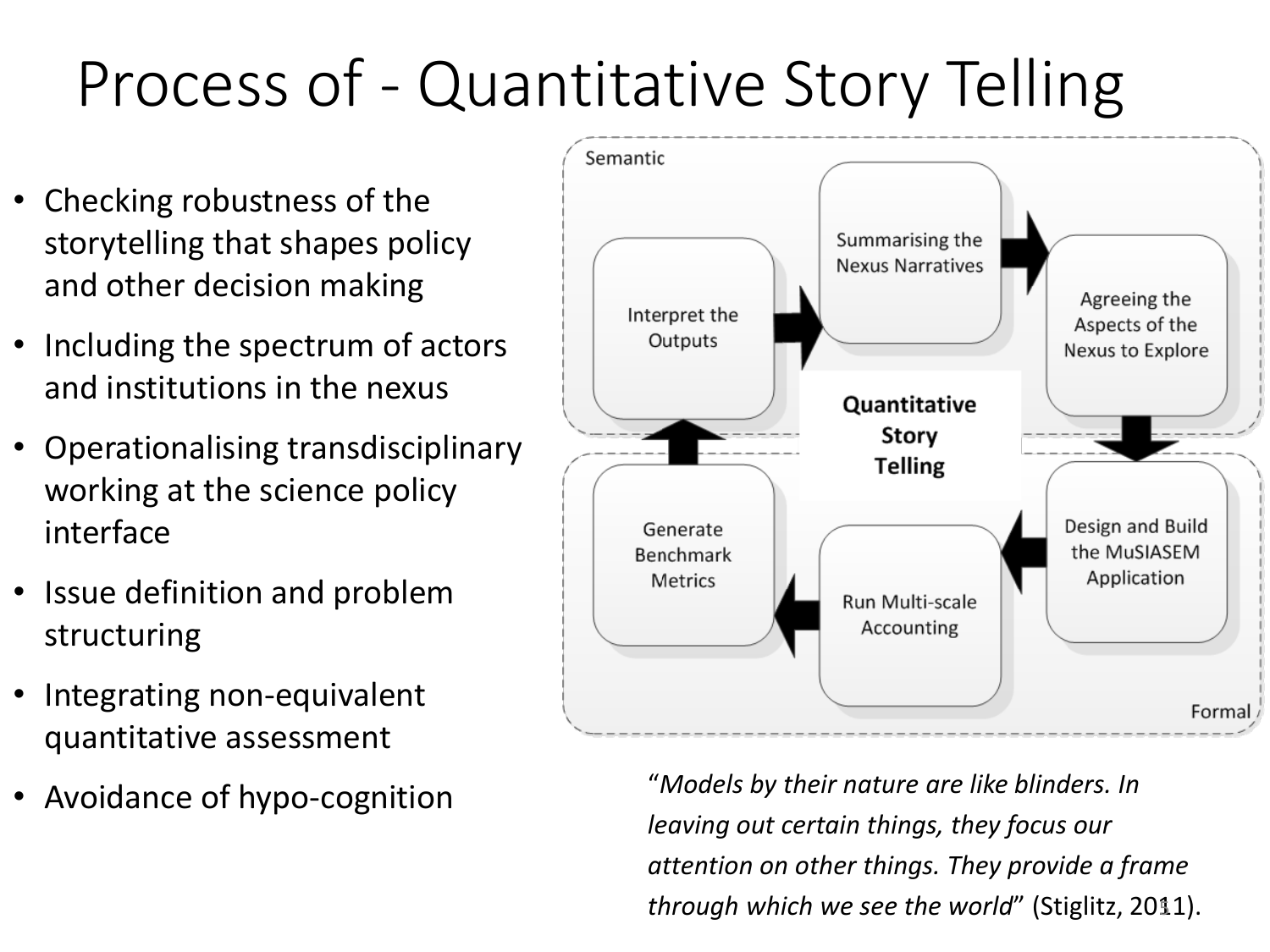# Process of - Quantitative Story Telling

- Checking robustness of the storytelling that shapes policy and other decision making
- Including the spectrum of actors and institutions in the nexus
- Operationalising transdisciplinary working at the science policy interface
- Issue definition and problem structuring
- Integrating non-equivalent quantitative assessment
- Avoidance of hypo-cognition

Semantic

Summarising the Nexus Narratives

Agreeing the Aspects of the Nexus to Explore

Interpret the Outputs

**Quantitative Story Telling**

Generate Benchmark Metrics

Design and Build the MuSIASEM Application

Run Multi-scale Accounting

Formal

"*Models by their nature are like blinders. In leaving out certain things, they focus our attention on other things. They provide a frame through which we see the world*" (Stiglitz, 2011).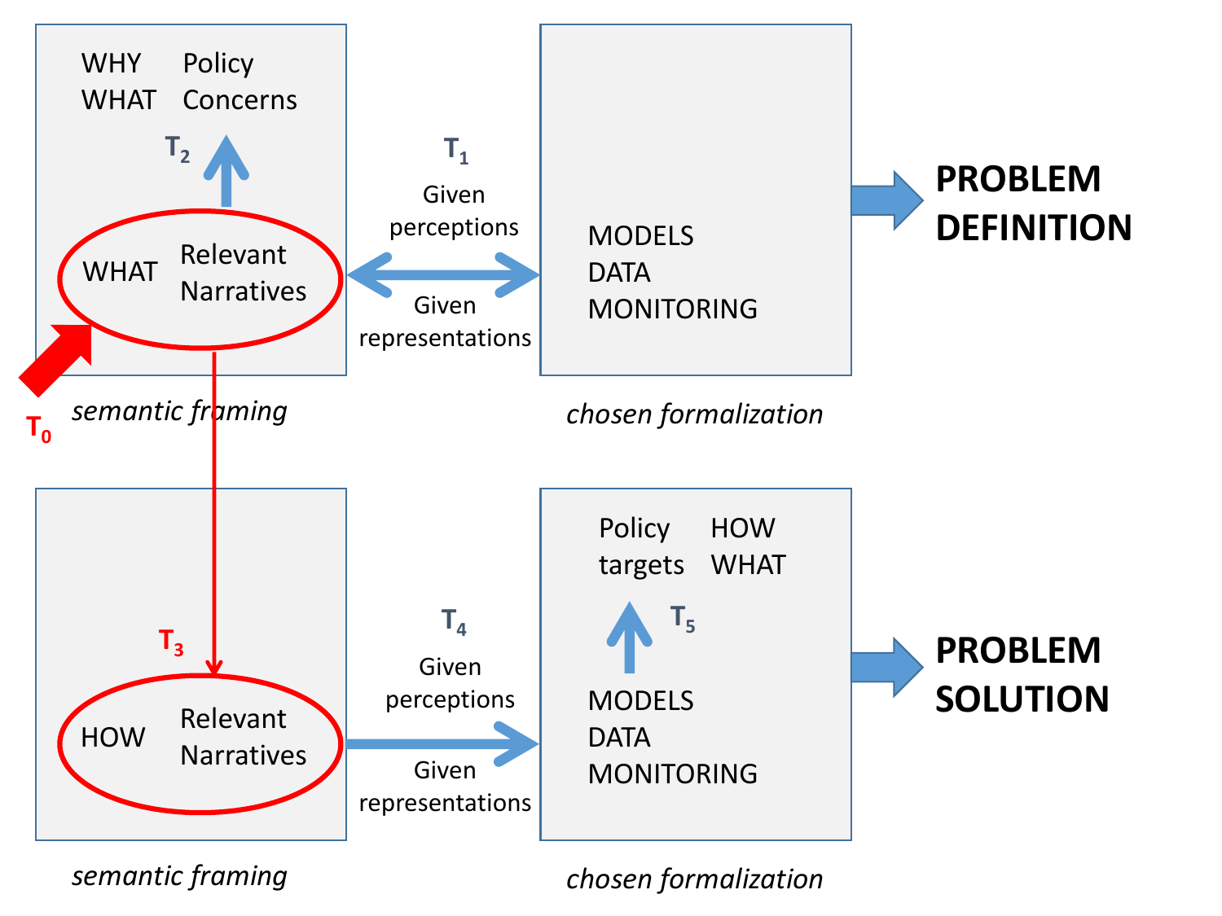WHY Policy
WHAT Concerns

$T_2$

WHAT Relevant Narratives

$T_0$

*semantic framing*

$T_1$

Given perceptions

Given representations

MODELS
DATA
MONITORING

*chosen formalization*

**PROBLEM DEFINITION**

$T_3$

HOW Relevant Narratives

*semantic framing*

$T_4$

Given perceptions

Given representations

Policy targets HOW WHAT

$T_5$

MODELS
DATA
MONITORING

*chosen formalization*

**PROBLEM SOLUTION**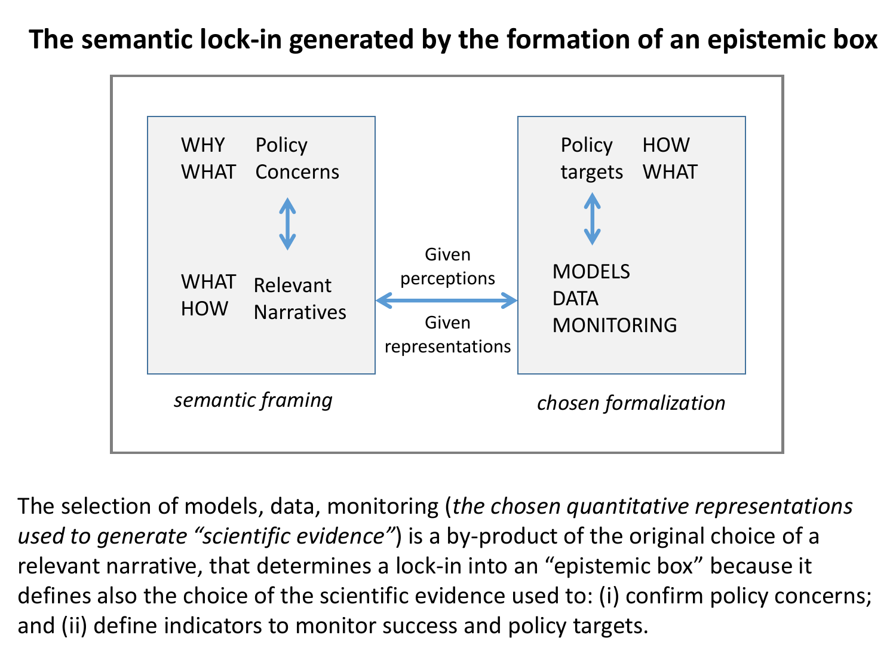# The semantic lock-in generated by the formation of an epistemic box

WHY WHAT Policy Concerns

WHAT HOW Relevant Narratives

*semantic framing*

Given perceptions

Given representations

Policy targets HOW WHAT

MODELS DATA MONITORING

*chosen formalization*

The selection of models, data, monitoring (*the chosen quantitative representations used to generate "scientific evidence"*) is a by-product of the original choice of a relevant narrative, that determines a lock-in into an "epistemic box" because it defines also the choice of the scientific evidence used to: (i) confirm policy concerns; and (ii) define indicators to monitor success and policy targets.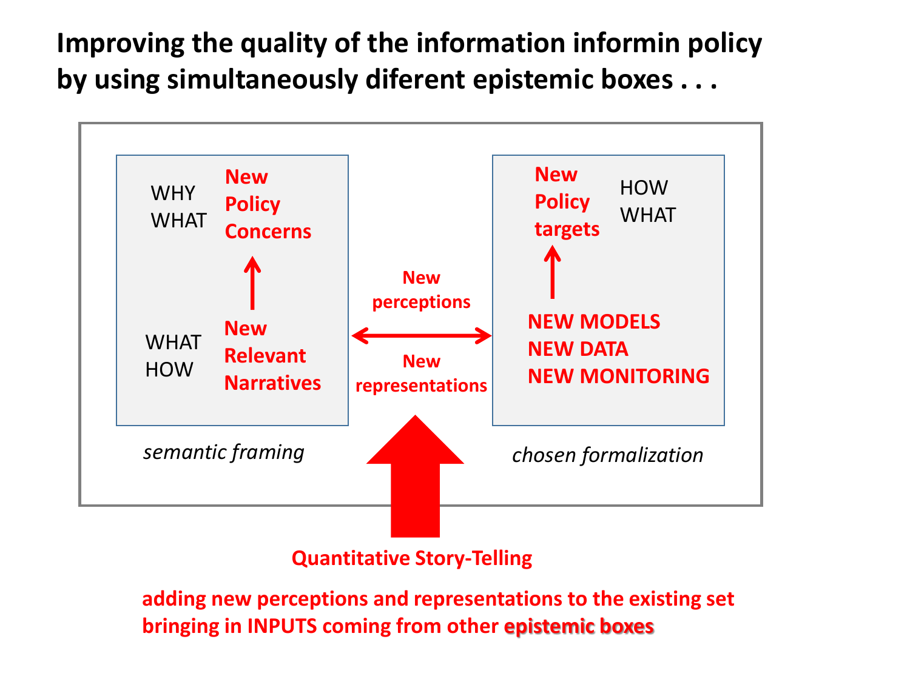# Improving the quality of the information informin policy by using simultaneously diferent epistemic boxes . . .

WHY
WHAT

**New Policy Concerns**

↑

WHAT
HOW

**New Relevant Narratives**

*semantic framing*

**New perceptions**

↔

**New representations**

**New Policy targets**

HOW
WHAT

↑

**NEW MODELS**
**NEW DATA**
**NEW MONITORING**

*chosen formalization*

**Quantitative Story-Telling**

**adding new perceptions and representations to the existing set bringing in INPUTS coming from other epistemic boxes**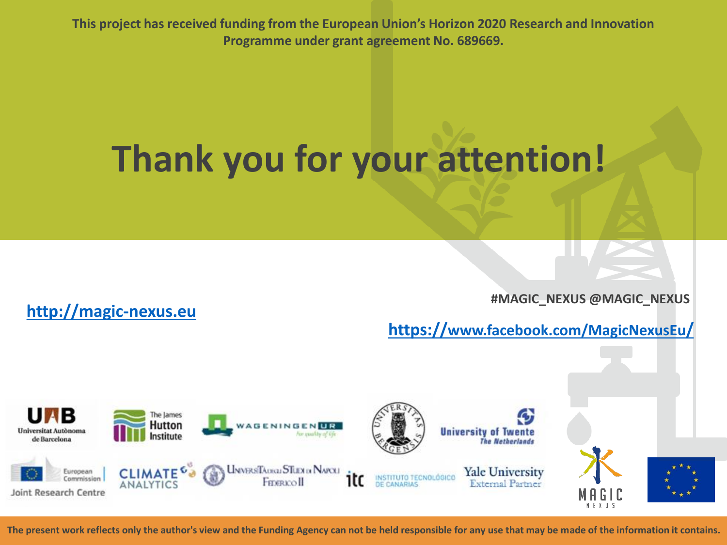This project has received funding from the European Union's Horizon 2020 Research and Innovation Programme under grant agreement No. 689669.

# Thank you for your attention!

http://magic-nexus.eu

#MAGIC_NEXUS @MAGIC_NEXUS

https://www.facebook.com/MagicNexusEu/

The present work reflects only the author's view and the Funding Agency can not be held responsible for any use that may be made of the information it contains.